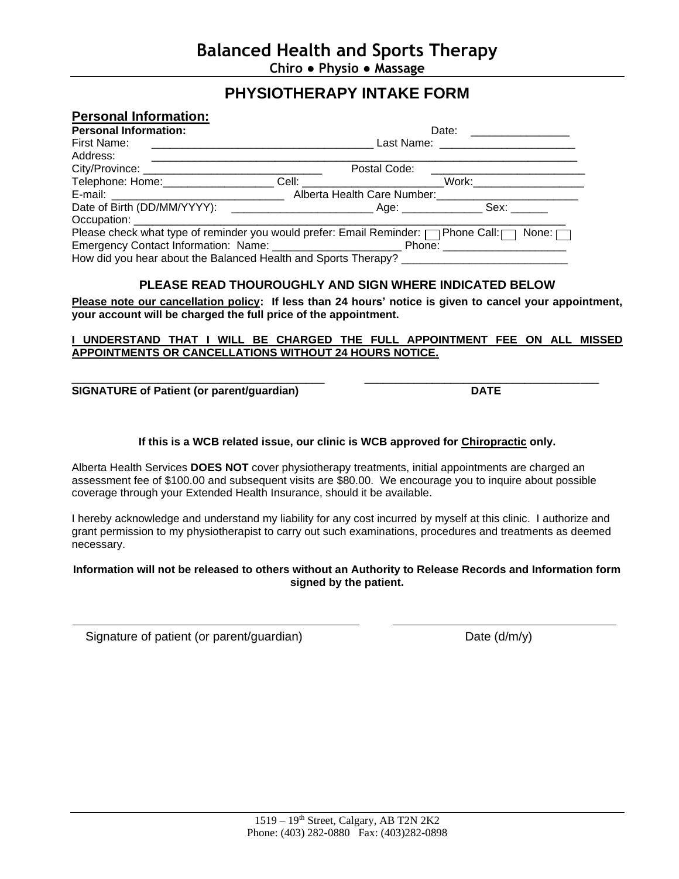# Balanced Health and Sports Therapy

**Chiro ● Physio ● Massage**

## PHYSIOTHERAPY INTAKE FORM

### Personal Information:

**Personal Information:** Date: ________________

First Name: ____________________________________ Last Name: ______________________

Address: ____________________________________________________________________________

City/Province: _____________________________ Postal Code: _________________________

Telephone: Home:__________________ Cell: ______________________Work:__________________

E-mail: ___________________________ Alberta Health Care Number:_______________________

Date of Birth (DD/MM/YYYY): _______________________ Age: _____________ Sex: ______

Occupation: ________________________________________________________________________

Please check what type of reminder you would prefer: Email Reminder: ☐ Phone Call: ☐ None: ☐

Emergency Contact Information: Name: _____________________ Phone: ____________________

How did you hear about the Balanced Health and Sports Therapy? ___________________________

**PLEASE READ THOUROUGHLY AND SIGN WHERE INDICATED BELOW**

**Please note our cancellation policy: If less than 24 hours' notice is given to cancel your appointment, your account will be charged the full price of the appointment.**

**I UNDERSTAND THAT I WILL BE CHARGED THE FULL APPOINTMENT FEE ON ALL MISSED APPOINTMENTS OR CANCELLATIONS WITHOUT 24 HOURS NOTICE.**

_________________________________________ _______________________________________

**SIGNATURE of Patient (or parent/guardian)** **DATE**

**If this is a WCB related issue, our clinic is WCB approved for Chiropractic only.**

Alberta Health Services **DOES NOT** cover physiotherapy treatments, initial appointments are charged an assessment fee of $100.00 and subsequent visits are $80.00. We encourage you to inquire about possible coverage through your Extended Health Insurance, should it be available.

I hereby acknowledge and understand my liability for any cost incurred by myself at this clinic. I authorize and grant permission to my physiotherapist to carry out such examinations, procedures and treatments as deemed necessary.

**Information will not be released to others without an Authority to Release Records and Information form signed by the patient.**

_________________________________________ _______________________________________

Signature of patient (or parent/guardian) Date (d/m/y)

1519 – 19th Street, Calgary, AB T2N 2K2
Phone: (403) 282-0880 Fax: (403)282-0898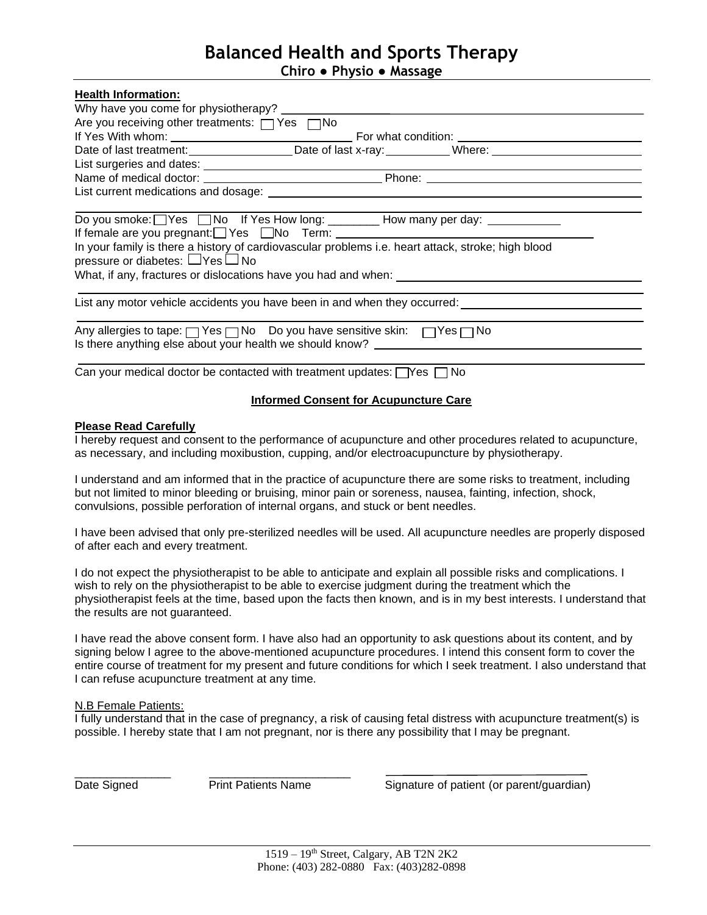# Balanced Health and Sports Therapy

**Chiro ● Physio ● Massage**

**Health Information:**

Why have you come for physiotherapy? ______________________________

Are you receiving other treatments: ☐ Yes ☐ No

If Yes With whom: ______________________ For what condition: ______________________

Date of last treatment: ______________ Date of last x-ray: __________ Where: ______________

List surgeries and dates: ______________________________

Name of medical doctor: ______________________ Phone: ______________________

List current medications and dosage: ______________________________

______________________________

Do you smoke: ☐ Yes ☐ No If Yes How long: ________ How many per day: ___________

If female are you pregnant: ☐ Yes ☐ No Term: ______________________

In your family is there a history of cardiovascular problems i.e. heart attack, stroke; high blood pressure or diabetes: ☐ Yes ☐ No

What, if any, fractures or dislocations have you had and when: ______________________

______________________________

List any motor vehicle accidents you have been in and when they occurred: ______________________

______________________________

Any allergies to tape: ☐ Yes ☐ No Do you have sensitive skin: ☐ Yes ☐ No

Is there anything else about your health we should know? ______________________

______________________________

Can your medical doctor be contacted with treatment updates: ☐ Yes ☐ No

## Informed Consent for Acupuncture Care

**Please Read Carefully**

I hereby request and consent to the performance of acupuncture and other procedures related to acupuncture, as necessary, and including moxibustion, cupping, and/or electroacupuncture by physiotherapy.

I understand and am informed that in the practice of acupuncture there are some risks to treatment, including but not limited to minor bleeding or bruising, minor pain or soreness, nausea, fainting, infection, shock, convulsions, possible perforation of internal organs, and stuck or bent needles.

I have been advised that only pre-sterilized needles will be used. All acupuncture needles are properly disposed of after each and every treatment.

I do not expect the physiotherapist to be able to anticipate and explain all possible risks and complications. I wish to rely on the physiotherapist to be able to exercise judgment during the treatment which the physiotherapist feels at the time, based upon the facts then known, and is in my best interests. I understand that the results are not guaranteed.

I have read the above consent form. I have also had an opportunity to ask questions about its content, and by signing below I agree to the above-mentioned acupuncture procedures. I intend this consent form to cover the entire course of treatment for my present and future conditions for which I seek treatment. I also understand that I can refuse acupuncture treatment at any time.

N.B Female Patients:

I fully understand that in the case of pregnancy, a risk of causing fetal distress with acupuncture treatment(s) is possible. I hereby state that I am not pregnant, nor is there any possibility that I may be pregnant.

_______________ _______________________ ___________________________

Date Signed Print Patients Name Signature of patient (or parent/guardian)

1519 – 19th Street, Calgary, AB T2N 2K2
Phone: (403) 282-0880 Fax: (403)282-0898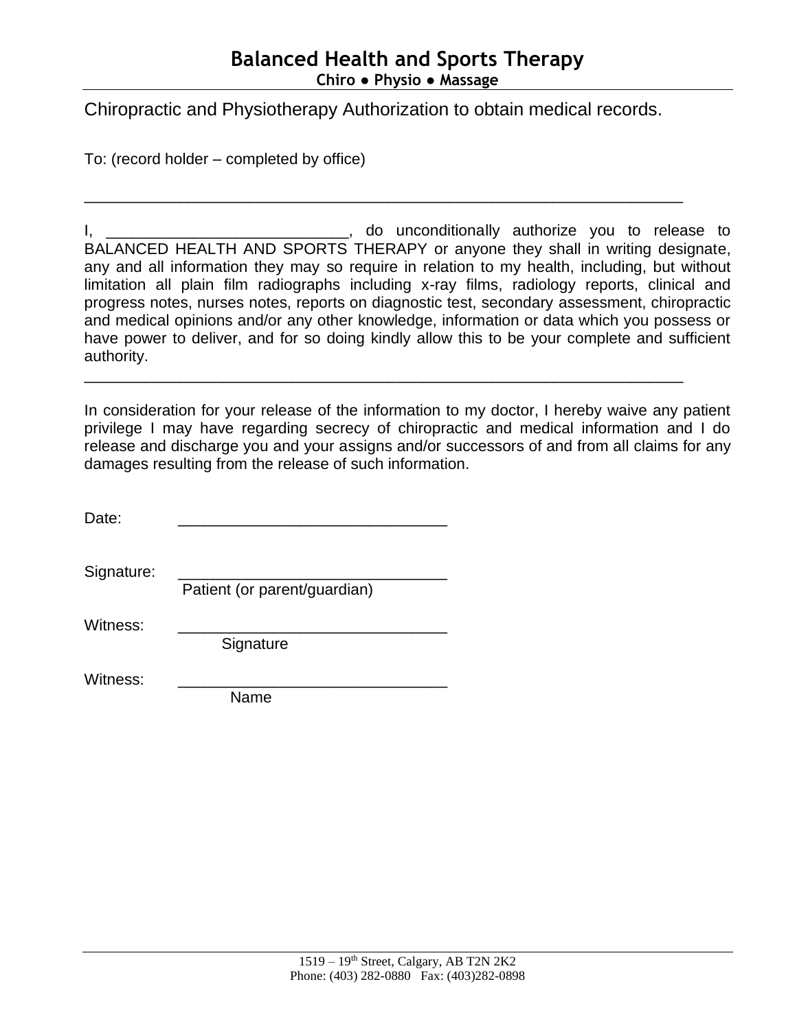# Balanced Health and Sports Therapy

**Chiro ● Physio ● Massage**

Chiropractic and Physiotherapy Authorization to obtain medical records.

To: (record holder – completed by office)

________________________________________________________________________

I, ____________________________, do unconditionally authorize you to release to BALANCED HEALTH AND SPORTS THERAPY or anyone they shall in writing designate, any and all information they may so require in relation to my health, including, but without limitation all plain film radiographs including x-ray films, radiology reports, clinical and progress notes, nurses notes, reports on diagnostic test, secondary assessment, chiropractic and medical opinions and/or any other knowledge, information or data which you possess or have power to deliver, and for so doing kindly allow this to be your complete and sufficient authority.

________________________________________________________________________

In consideration for your release of the information to my doctor, I hereby waive any patient privilege I may have regarding secrecy of chiropractic and medical information and I do release and discharge you and your assigns and/or successors of and from all claims for any damages resulting from the release of such information.

Date: _______________________________

Signature: _______________________________
Patient (or parent/guardian)

Witness: _______________________________
Signature

Witness: _______________________________
Name

1519 – 19th Street, Calgary, AB T2N 2K2
Phone: (403) 282-0880 Fax: (403)282-0898